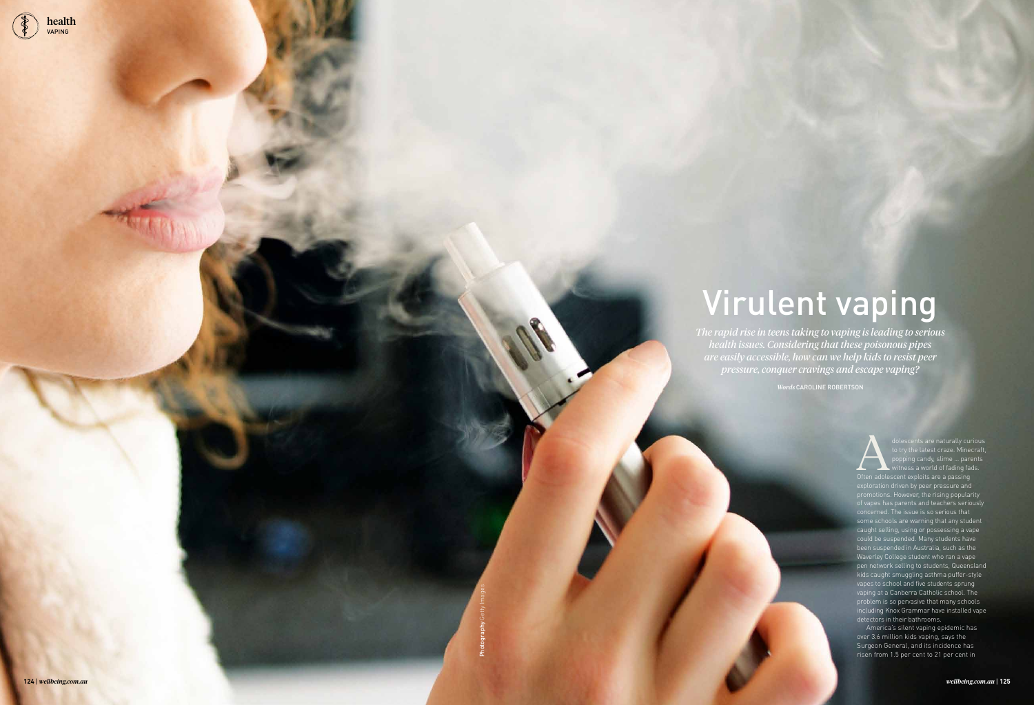# Virulent vaping

*The rapid rise in teens taking to vaping is leading to serious health issues. Considering that these poisonous pipes are easily accessible, how can we help kids to resist peer pressure, conquer cravings and escape vaping?*

*Words* CAROLINE ROBERTSON

Adolescents are naturally curious to try the latest craze. Minecraft, popping candy, slime ... parents witness a world of fading fads. Often adolescent exploits are a passing exploration driven by peer pressure and promotions. However, the rising popularity of vapes has parents and teachers seriously concerned. The issue is so serious that some schools are warning that any student caught selling, using or possessing a vape could be suspended. Many students have been suspended in Australia, such as the Waverley College student who ran a vape pen network selling to students, Queensland kids caught smuggling asthma puffer-style vapes to school and five students sprung vaping at a Canberra Catholic school. The problem is so pervasive that many schools including Knox Grammar have installed vape detectors in their bathrooms.

America's silent vaping epidemic has over 3.6 million kids vaping, says the Surgeon General, and its incidence has risen from 1.5 per cent to 21 per cent in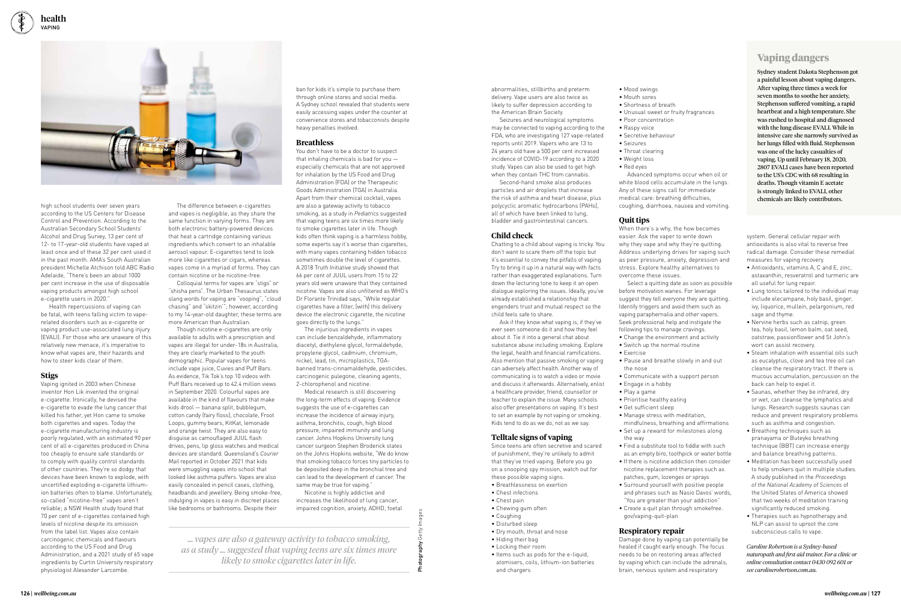high school students over seven years according to the US Centers for Disease Control and Prevention. According to the Australian Secondary School Students' Alcohol and Drug Survey, 13 per cent of 12- to 17-year-old students have vaped at least once and of these 32 per cent used it in the past month. AMA's South Australian president Michelle Atchison told ABC Radio Adelaide, "There's been an about 1000 per cent increase in the use of disposable vaping products amongst high school e-cigarette users in 2020."

Health repercussions of vaping can be fatal, with teens falling victim to vape-related disorders such as e-cigarette or vaping product use-associated lung injury (EVALI). For those who are unaware of this relatively new menace, it's imperative to know what vapes are, their hazards and how to steer kids clear of them.

## Stigs

Vaping ignited in 2003 when Chinese inventor Hon Lik invented the original e-cigarette. Ironically, he devised the e-cigarette to evade the lung cancer that killed his father, yet Hon came to smoke both cigarettes and vapes. Today the e-cigarette manufacturing industry is poorly regulated, with an estimated 90 per cent of all e-cigarettes produced in China too cheaply to ensure safe standards or to comply with quality control standards of other countries. They're so dodgy that devices have been known to explode, with uncertified exploding e-cigarette lithium-ion batteries often to blame. Unfortunately, so-called "nicotine-free" vapes aren't reliable; a NSW Health study found that 70 per cent of e-cigarettes contained high levels of nicotine despite its omission from the label list. Vapes also contain carcinogenic chemicals and flavours according to the US Food and Drug Administration, and a 2021 study of 65 vape ingredients by Curtin University respiratory physiologist Alexander Larcombe.

The difference between e-cigarettes and vapes is negligible, as they share the same function in varying forms. They are both electronic battery-powered devices that heat a cartridge containing various ingredients which convert to an inhalable aerosol vapour. E-cigarettes tend to look more like cigarettes or cigars, whereas vapes come in a myriad of forms. They can contain nicotine or be nicotine-free.

Colloquial terms for vapes are "stigs" or "shisha pens". The Urban Thesaurus states slang words for vaping are "vooping", "cloud chasing" and "skitzin'"; however, according to my 14-year-old daughter, these terms are more American than Australian.

Though nicotine e-cigarettes are only available to adults with a prescription and vapes are illegal for under-18s in Australia, they are clearly marketed to the youth demographic. Popular vapes for teens include vape juice, Cuvies and Puff Bars. As evidence, Tik Tok's top 10 videos with Puff Bars received up to 42.4 million views in September 2020. Colourful vapes are available in the kind of flavours that make kids drool — banana split, bubblegum, cotton candy (fairy floss), chocolate, Froot Loops, gummy bears, KitKat, lemonade and orange twist. They are also easy to disguise as camouflaged JUUL flash drives, pens, lip gloss watches and medical devices are standard. Queensland's *Courier Mail* reported in October 2021 that kids were smuggling vapes into school that looked like asthma puffers. Vapes are also easily concealed in pencil cases, clothing, headbands and jewellery. Being smoke-free, indulging in vapes is easy in discreet places like bedrooms or bathrooms. Despite their ban for kids it's simple to purchase them through online stores and social media. A Sydney school revealed that students were easily accessing vapes under the counter at convenience stores and tobacconists despite heavy penalties involved.

## Breathless

You don't have to be a doctor to suspect that inhaling chemicals is bad for you — especially chemicals that are not approved for inhalation by the US Food and Drug Administration (FDA) or the Therapeutic Goods Administration (TGA) in Australia. Apart from their chemical cocktail, vapes are also a gateway activity to tobacco smoking, as a study in *Pediatrics* suggested that vaping teens are six times more likely to smoke cigarettes later in life. Though kids often think vaping is a harmless hobby, some experts say it's worse than cigarettes, with many vapes containing hidden tobacco sometimes double the level of cigarettes. A 2018 Truth Initiative study showed that 66 per cent of JUUL users from 15 to 22 years old were unaware that they contained nicotine. Vapes are also unfiltered as WHO's Dr Florante Trinidad says, "While regular cigarettes have a filter, [with] this delivery device the electronic cigarette, the nicotine goes directly to the lungs."

The injurious ingredients in vapes can include benzaldehyde, inflammatory diacetyl, diethylene glycol, formaldehyde, propylene glycol, cadmium, chromium, nickel, lead, tin, microplastics, TGA-banned trans-cinnamaldehyde, pesticides, carcinogenic pulegone, cleaning agents, 2-chlorophenol and nicotine.

Medical research is still discovering the long-term effects of vaping. Evidence suggests the use of e-cigarettes can increase the incidence of airway injury, asthma, bronchitis, cough, high blood pressure, impaired immunity and lung cancer. Johns Hopkins University lung cancer surgeon Stephen Broderick states on the Johns Hopkins website, "We do know that smoking tobacco forces tiny particles to be deposited deep in the bronchial tree and can lead to the development of cancer. The same may be true for vaping."

Nicotine is highly addictive and increases the likelihood of lung cancer, impaired cognition, anxiety, ADHD, foetal abnormalities, stillbirths and preterm delivery. Vape users are also twice as likely to suffer depression according to the American Brain Society.

*... vapes are also a gateway activity to tobacco smoking, as a study ... suggested that vaping teens are six times more likely to smoke cigarettes later in life.*

Seizures and neurological symptoms may be connected to vaping according to the FDA, who are investigating 127 vape-related reports until 2019. Vapers who are 13 to 24 years old have a 500 per cent increased incidence of COVID-19 according to a 2020 study. Vapes can also be used to get high when they contain THC from cannabis.

Second-hand smoke also produces particles and air droplets that increase the risk of asthma and heart disease, plus polycyclic aromatic hydrocarbons (PAHs), all of which have been linked to lung, bladder and gastrointestinal cancers.

## Child check

Chatting to a child about vaping is tricky. You don't want to scare them off the topic but it's essential to convey the pitfalls of vaping. Try to bring it up in a natural way with facts rather than exaggerated explanations. Turn down the lecturing tone to keep it an open dialogue exploring the issues. Ideally, you've already established a relationship that engenders trust and mutual respect so the child feels safe to share.

Ask if they know what vaping is, if they've ever seen someone do it and how they feel about it. Tie it into a general chat about substance abuse including smoking. Explore the legal, health and financial ramifications. Also mention that passive smoking or vaping can adversely affect health. Another way of communicating is to watch a video or movie and discuss it afterwards. Alternatively, enlist a healthcare provider, friend, counsellor or teacher to explain the issue. Many schools also offer presentations on vaping. It's best to set an example by not vaping or smoking. Kids tend to do as we do, not as we say.

## Telltale signs of vaping

Since teens are often secretive and scared of punishment, they're unlikely to admit that they've tried vaping. Before you go on a snooping spy mission, watch out for these possible vaping signs.

- Breathlessness on exertion
- Chest infections
- Chest pain
- Chewing gum often
- Coughing
- Disturbed sleep
- Dry mouth, throat and nose
- Hiding their bag
- Locking their room
- Items such as pods for the e-liquid, atomisers, coils, lithium-ion batteries and chargers
- Mood swings
- Mouth sores
- Shortness of breath
- Unusual sweet or fruity fragrances
- Poor concentration
- Raspy voice
- Secretive behaviour
- Seizures
- Throat clearing
- Weight loss
- Red eyes

Advanced symptoms occur when oil or white blood cells accumulate in the lungs. Any of these signs call for immediate medical care: breathing difficulties, coughing, diarrhoea, nausea and vomiting.

## Quit tips

When there's a why, the how becomes easier. Ask the vaper to write down why they vape and why they're quitting. Address underlying drives for vaping such as peer pressure, anxiety, depression and stress. Explore healthy alternatives to overcome these issues.

Select a quitting date as soon as possible before motivation wanes. For leverage suggest they tell everyone they are quitting. Identify triggers and avoid them such as vaping paraphernalia and other vapers. Seek professional help and instigate the following tips to manage cravings.

- Change the environment and activity
- Switch up the normal routine
- Exercise
- Pause and breathe slowly in and out the nose
- Communicate with a support person
- Engage in a hobby
- Play a game
- Prioritise healthy eating
- Get sufficient sleep
- Manage stress with meditation, mindfulness, breathing and affirmations
- Set up a reward for milestones along the way
- Find a substitute tool to fiddle with such as an empty biro, toothpick or water bottle
- If there is nicotine addiction then consider nicotine replacement therapies such as patches, gum, lozenges or sprays
- Surround yourself with positive people and phrases such as Nasio Davos' words, "You are greater than your addiction"
- Create a quit plan through smokefree.gov/vaping-quit-plan

## Respiratory repair

Damage done by vaping can potentially be healed if caught early enough. The focus needs to be on restoring areas affected by vaping which can include the adrenals, brain, nervous system and respiratory system. General cellular repair with antioxidants is also vital to reverse free radical damage. Consider these remedial measures for vaping recovery.

- Antioxidants, vitamins A, C and E, zinc, astaxanthin, resveratrol and turmeric are all useful for lung repair.
- Lung tonics tailored to the individual may include elecampane, holy basil, ginger, ivy, liquorice, mullein, pelargonium, red sage and thyme.
- Nervine herbs such as catnip, green tea, holy basil, lemon balm, oat seed, oatstraw, passionflower and St John's wort can assist recovery.
- Steam inhalation with essential oils such as eucalyptus, clove and tea tree oil can cleanse the respiratory tract. If there is mucous accumulation, percussion on the back can help to expel it.
- Saunas, whether they be infrared, dry or wet, can cleanse the lymphatics and lungs. Research suggests saunas can reduce and prevent respiratory problems such as asthma and congestion.
- Breathing techniques such as pranayama or Buteyko breathing technique (BBT) can increase energy and balance breathing patterns.
- Meditation has been successfully used to help smokers quit in multiple studies. A study published in the *Proceedings of the National Academy of Sciences* of the United States of America showed that two weeks of meditation training significantly reduced smoking.
- Therapies such as hypnotherapy and NLP can assist to uproot the core subconscious calls to vape.

## Vaping dangers

Sydney student Dakota Stephenson got a painful lesson about vaping dangers. After vaping three times a week for seven months to soothe her anxiety, Stephenson suffered vomiting, a rapid heartbeat and a high temperature. She was rushed to hospital and diagnosed with the lung disease EVALI. While in intensive care she narrowly survived as her lungs filled with fluid. Stephenson was one of the lucky casualties of vaping. Up until February 18, 2020, 2807 EVALI cases have been reported to the US's CDC with 68 resulting in deaths. Though vitamin E acetate is strongly linked to EVALI, other chemicals are likely contributors.

*Caroline Robertson is a Sydney-based naturopath and first aid trainer. For a clinic or online consultation contact 0430 092 601 or see carolinerobertson.com.au.*

**Photography** Getty Images